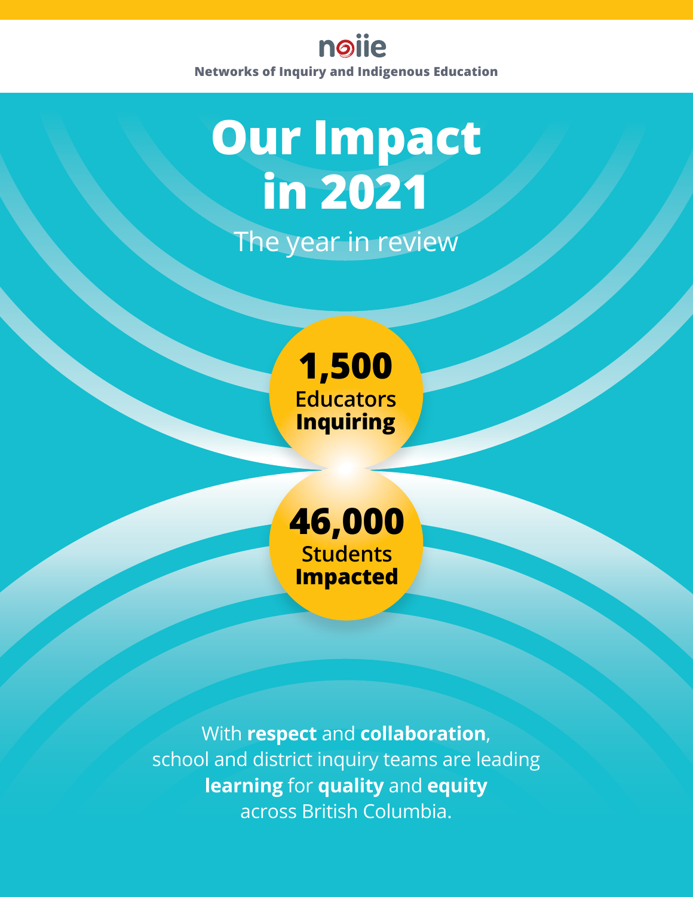noiie

**Networks of Inquiry and Indigenous Education**

# Our Impact in 2021

## The year in review

**1,500**
Educators **Inquiring**

**46,000**
Students **Impacted**

With **respect** and **collaboration**, school and district inquiry teams are leading **learning** for **quality** and **equity** across British Columbia.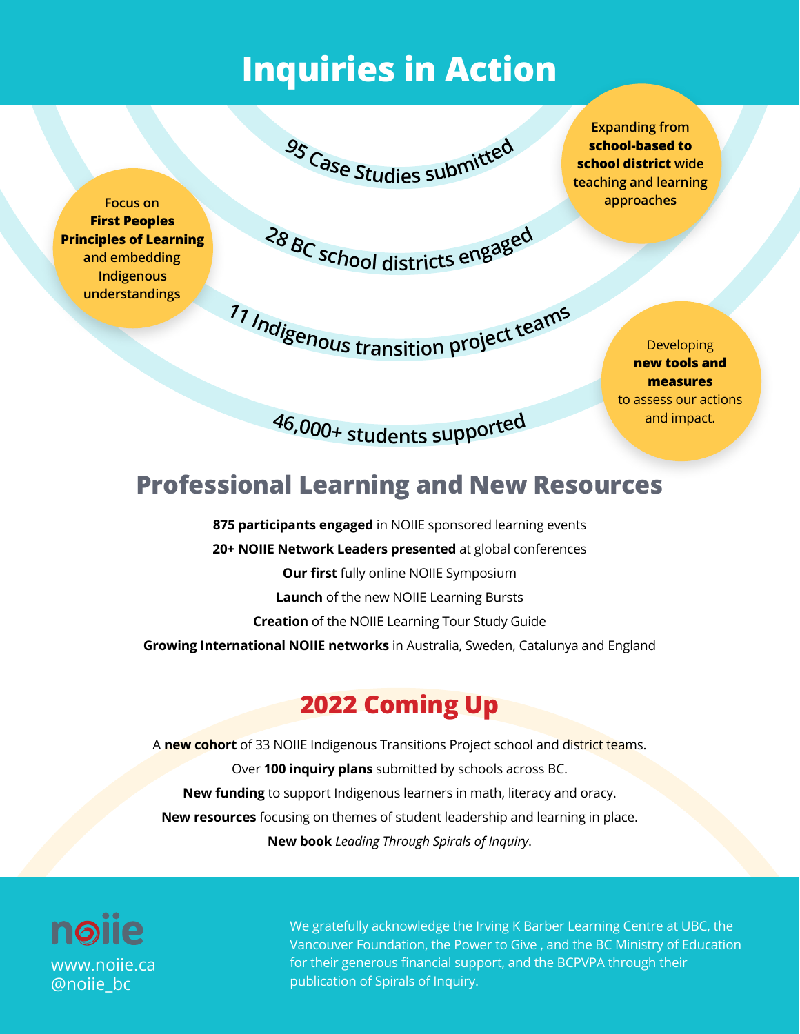# Inquiries in Action

95 Case Studies submitted

28 BC school districts engaged

11 Indigenous transition project teams

46,000+ students supported

Focus on **First Peoples Principles of Learning** and embedding Indigenous understandings

Expanding from **school-based to school district** wide teaching and learning approaches

Developing **new tools and measures** to assess our actions and impact.

## Professional Learning and New Resources

**875 participants engaged** in NOIIE sponsored learning events

**20+ NOIIE Network Leaders presented** at global conferences

**Our first** fully online NOIIE Symposium

**Launch** of the new NOIIE Learning Bursts

**Creation** of the NOIIE Learning Tour Study Guide

**Growing International NOIIE networks** in Australia, Sweden, Catalunya and England

## 2022 Coming Up

A **new cohort** of 33 NOIIE Indigenous Transitions Project school and district teams.

Over **100 inquiry plans** submitted by schools across BC.

**New funding** to support Indigenous learners in math, literacy and oracy.

**New resources** focusing on themes of student leadership and learning in place.

**New book** *Leading Through Spirals of Inquiry*.

noiie

www.noiie.ca

@noiie_bc

We gratefully acknowledge the Irving K Barber Learning Centre at UBC, the Vancouver Foundation, the Power to Give , and the BC Ministry of Education for their generous financial support, and the BCPVPA through their publication of Spirals of Inquiry.